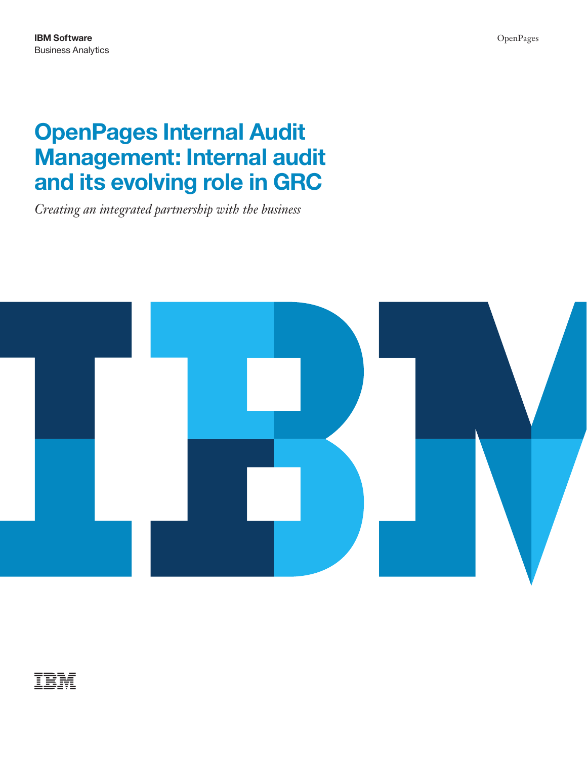**IBM Software**
Business Analytics

OpenPages

# OpenPages Internal Audit Management: Internal audit and its evolving role in GRC

*Creating an integrated partnership with the business*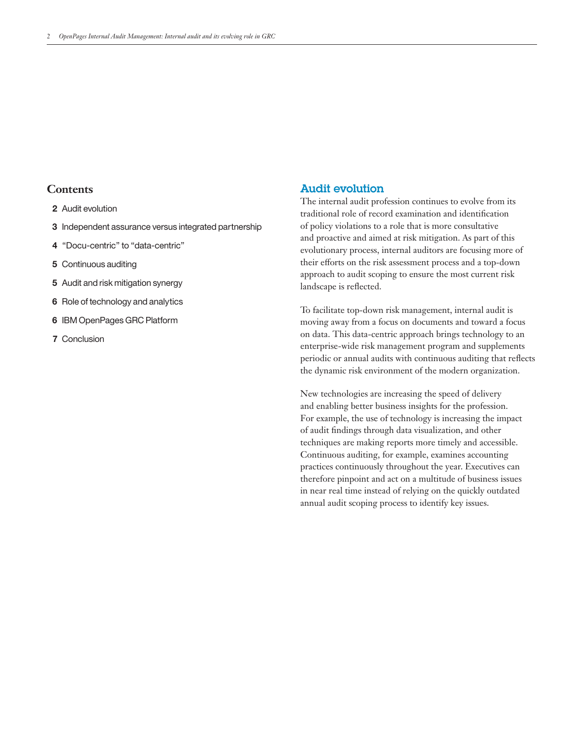## Contents

**2** Audit evolution

**3** Independent assurance versus integrated partnership

**4** "Docu-centric" to "data-centric"

**5** Continuous auditing

**5** Audit and risk mitigation synergy

**6** Role of technology and analytics

**6** IBM OpenPages GRC Platform

**7** Conclusion

## Audit evolution

The internal audit profession continues to evolve from its traditional role of record examination and identification of policy violations to a role that is more consultative and proactive and aimed at risk mitigation. As part of this evolutionary process, internal auditors are focusing more of their efforts on the risk assessment process and a top-down approach to audit scoping to ensure the most current risk landscape is reflected.

To facilitate top-down risk management, internal audit is moving away from a focus on documents and toward a focus on data. This data-centric approach brings technology to an enterprise-wide risk management program and supplements periodic or annual audits with continuous auditing that reflects the dynamic risk environment of the modern organization.

New technologies are increasing the speed of delivery and enabling better business insights for the profession. For example, the use of technology is increasing the impact of audit findings through data visualization, and other techniques are making reports more timely and accessible. Continuous auditing, for example, examines accounting practices continuously throughout the year. Executives can therefore pinpoint and act on a multitude of business issues in near real time instead of relying on the quickly outdated annual audit scoping process to identify key issues.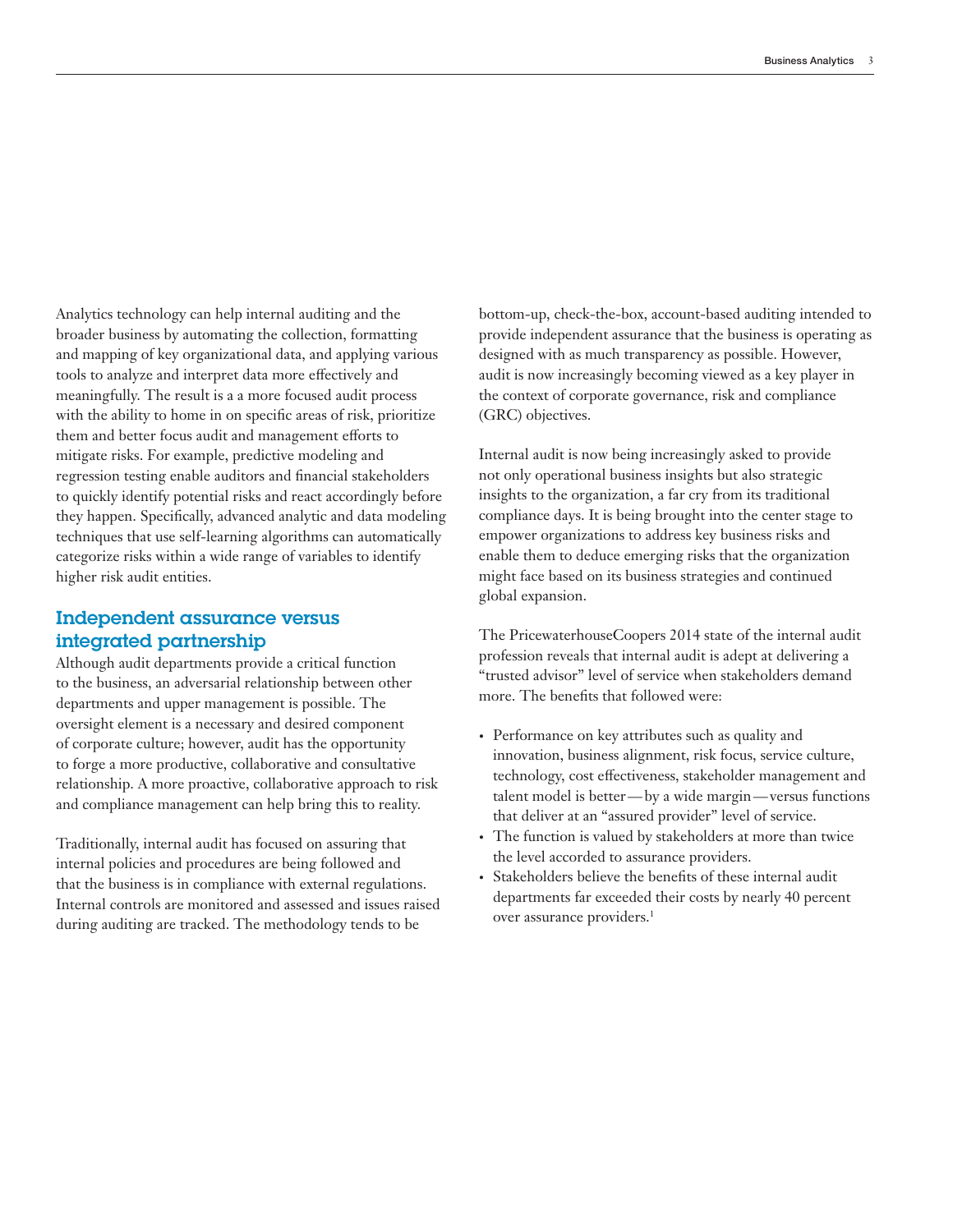Analytics technology can help internal auditing and the broader business by automating the collection, formatting and mapping of key organizational data, and applying various tools to analyze and interpret data more effectively and meaningfully. The result is a a more focused audit process with the ability to home in on specific areas of risk, prioritize them and better focus audit and management efforts to mitigate risks. For example, predictive modeling and regression testing enable auditors and financial stakeholders to quickly identify potential risks and react accordingly before they happen. Specifically, advanced analytic and data modeling techniques that use self-learning algorithms can automatically categorize risks within a wide range of variables to identify higher risk audit entities.

## Independent assurance versus integrated partnership

Although audit departments provide a critical function to the business, an adversarial relationship between other departments and upper management is possible. The oversight element is a necessary and desired component of corporate culture; however, audit has the opportunity to forge a more productive, collaborative and consultative relationship. A more proactive, collaborative approach to risk and compliance management can help bring this to reality.

Traditionally, internal audit has focused on assuring that internal policies and procedures are being followed and that the business is in compliance with external regulations. Internal controls are monitored and assessed and issues raised during auditing are tracked. The methodology tends to be bottom-up, check-the-box, account-based auditing intended to provide independent assurance that the business is operating as designed with as much transparency as possible. However, audit is now increasingly becoming viewed as a key player in the context of corporate governance, risk and compliance (GRC) objectives.

Internal audit is now being increasingly asked to provide not only operational business insights but also strategic insights to the organization, a far cry from its traditional compliance days. It is being brought into the center stage to empower organizations to address key business risks and enable them to deduce emerging risks that the organization might face based on its business strategies and continued global expansion.

The PricewaterhouseCoopers 2014 state of the internal audit profession reveals that internal audit is adept at delivering a "trusted advisor" level of service when stakeholders demand more. The benefits that followed were:

- Performance on key attributes such as quality and innovation, business alignment, risk focus, service culture, technology, cost effectiveness, stakeholder management and talent model is better — by a wide margin — versus functions that deliver at an "assured provider" level of service.
- The function is valued by stakeholders at more than twice the level accorded to assurance providers.
- Stakeholders believe the benefits of these internal audit departments far exceeded their costs by nearly 40 percent over assurance providers.[1]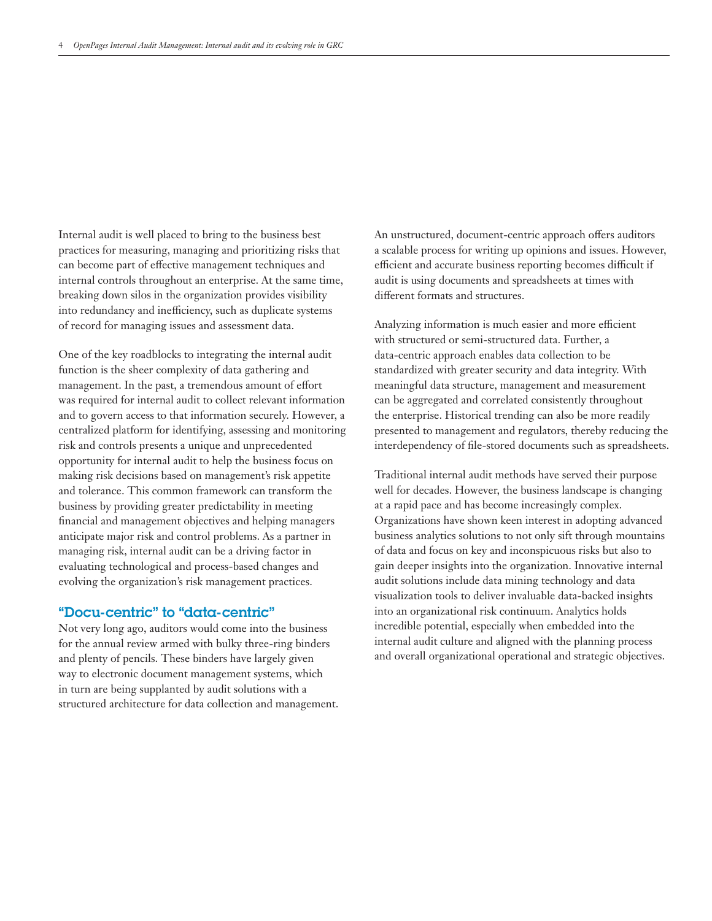Internal audit is well placed to bring to the business best practices for measuring, managing and prioritizing risks that can become part of effective management techniques and internal controls throughout an enterprise. At the same time, breaking down silos in the organization provides visibility into redundancy and inefficiency, such as duplicate systems of record for managing issues and assessment data.

One of the key roadblocks to integrating the internal audit function is the sheer complexity of data gathering and management. In the past, a tremendous amount of effort was required for internal audit to collect relevant information and to govern access to that information securely. However, a centralized platform for identifying, assessing and monitoring risk and controls presents a unique and unprecedented opportunity for internal audit to help the business focus on making risk decisions based on management's risk appetite and tolerance. This common framework can transform the business by providing greater predictability in meeting financial and management objectives and helping managers anticipate major risk and control problems. As a partner in managing risk, internal audit can be a driving factor in evaluating technological and process-based changes and evolving the organization's risk management practices.

## "Docu-centric" to "data-centric"

Not very long ago, auditors would come into the business for the annual review armed with bulky three-ring binders and plenty of pencils. These binders have largely given way to electronic document management systems, which in turn are being supplanted by audit solutions with a structured architecture for data collection and management.

An unstructured, document-centric approach offers auditors a scalable process for writing up opinions and issues. However, efficient and accurate business reporting becomes difficult if audit is using documents and spreadsheets at times with different formats and structures.

Analyzing information is much easier and more efficient with structured or semi-structured data. Further, a data-centric approach enables data collection to be standardized with greater security and data integrity. With meaningful data structure, management and measurement can be aggregated and correlated consistently throughout the enterprise. Historical trending can also be more readily presented to management and regulators, thereby reducing the interdependency of file-stored documents such as spreadsheets.

Traditional internal audit methods have served their purpose well for decades. However, the business landscape is changing at a rapid pace and has become increasingly complex. Organizations have shown keen interest in adopting advanced business analytics solutions to not only sift through mountains of data and focus on key and inconspicuous risks but also to gain deeper insights into the organization. Innovative internal audit solutions include data mining technology and data visualization tools to deliver invaluable data-backed insights into an organizational risk continuum. Analytics holds incredible potential, especially when embedded into the internal audit culture and aligned with the planning process and overall organizational operational and strategic objectives.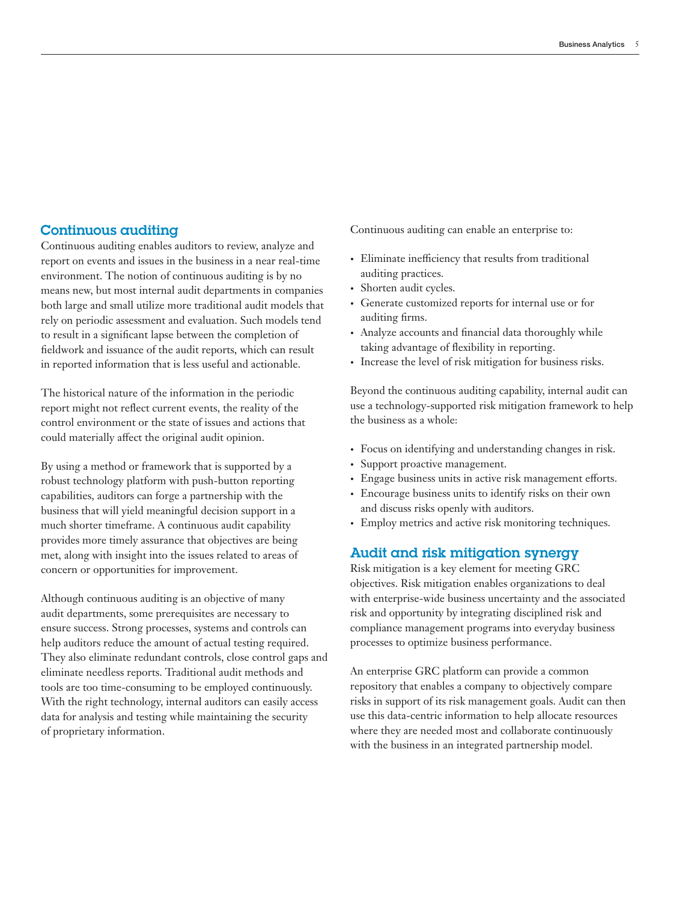## Continuous auditing

Continuous auditing enables auditors to review, analyze and report on events and issues in the business in a near real-time environment. The notion of continuous auditing is by no means new, but most internal audit departments in companies both large and small utilize more traditional audit models that rely on periodic assessment and evaluation. Such models tend to result in a significant lapse between the completion of fieldwork and issuance of the audit reports, which can result in reported information that is less useful and actionable.

The historical nature of the information in the periodic report might not reflect current events, the reality of the control environment or the state of issues and actions that could materially affect the original audit opinion.

By using a method or framework that is supported by a robust technology platform with push-button reporting capabilities, auditors can forge a partnership with the business that will yield meaningful decision support in a much shorter timeframe. A continuous audit capability provides more timely assurance that objectives are being met, along with insight into the issues related to areas of concern or opportunities for improvement.

Although continuous auditing is an objective of many audit departments, some prerequisites are necessary to ensure success. Strong processes, systems and controls can help auditors reduce the amount of actual testing required. They also eliminate redundant controls, close control gaps and eliminate needless reports. Traditional audit methods and tools are too time-consuming to be employed continuously. With the right technology, internal auditors can easily access data for analysis and testing while maintaining the security of proprietary information.

Continuous auditing can enable an enterprise to:

- Eliminate inefficiency that results from traditional auditing practices.
- Shorten audit cycles.
- Generate customized reports for internal use or for auditing firms.
- Analyze accounts and financial data thoroughly while taking advantage of flexibility in reporting.
- Increase the level of risk mitigation for business risks.

Beyond the continuous auditing capability, internal audit can use a technology-supported risk mitigation framework to help the business as a whole:

- Focus on identifying and understanding changes in risk.
- Support proactive management.
- Engage business units in active risk management efforts.
- Encourage business units to identify risks on their own and discuss risks openly with auditors.
- Employ metrics and active risk monitoring techniques.

## Audit and risk mitigation synergy

Risk mitigation is a key element for meeting GRC objectives. Risk mitigation enables organizations to deal with enterprise-wide business uncertainty and the associated risk and opportunity by integrating disciplined risk and compliance management programs into everyday business processes to optimize business performance.

An enterprise GRC platform can provide a common repository that enables a company to objectively compare risks in support of its risk management goals. Audit can then use this data-centric information to help allocate resources where they are needed most and collaborate continuously with the business in an integrated partnership model.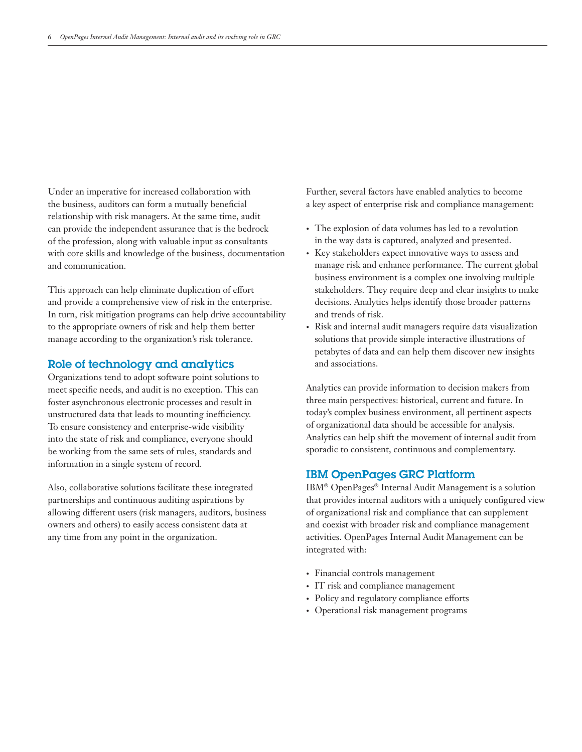Under an imperative for increased collaboration with the business, auditors can form a mutually beneficial relationship with risk managers. At the same time, audit can provide the independent assurance that is the bedrock of the profession, along with valuable input as consultants with core skills and knowledge of the business, documentation and communication.

This approach can help eliminate duplication of effort and provide a comprehensive view of risk in the enterprise. In turn, risk mitigation programs can help drive accountability to the appropriate owners of risk and help them better manage according to the organization's risk tolerance.

## Role of technology and analytics

Organizations tend to adopt software point solutions to meet specific needs, and audit is no exception. This can foster asynchronous electronic processes and result in unstructured data that leads to mounting inefficiency. To ensure consistency and enterprise-wide visibility into the state of risk and compliance, everyone should be working from the same sets of rules, standards and information in a single system of record.

Also, collaborative solutions facilitate these integrated partnerships and continuous auditing aspirations by allowing different users (risk managers, auditors, business owners and others) to easily access consistent data at any time from any point in the organization.

Further, several factors have enabled analytics to become a key aspect of enterprise risk and compliance management:

- The explosion of data volumes has led to a revolution in the way data is captured, analyzed and presented.
- Key stakeholders expect innovative ways to assess and manage risk and enhance performance. The current global business environment is a complex one involving multiple stakeholders. They require deep and clear insights to make decisions. Analytics helps identify those broader patterns and trends of risk.
- Risk and internal audit managers require data visualization solutions that provide simple interactive illustrations of petabytes of data and can help them discover new insights and associations.

Analytics can provide information to decision makers from three main perspectives: historical, current and future. In today's complex business environment, all pertinent aspects of organizational data should be accessible for analysis. Analytics can help shift the movement of internal audit from sporadic to consistent, continuous and complementary.

## IBM OpenPages GRC Platform

IBM® OpenPages® Internal Audit Management is a solution that provides internal auditors with a uniquely configured view of organizational risk and compliance that can supplement and coexist with broader risk and compliance management activities. OpenPages Internal Audit Management can be integrated with:

- Financial controls management
- IT risk and compliance management
- Policy and regulatory compliance efforts
- Operational risk management programs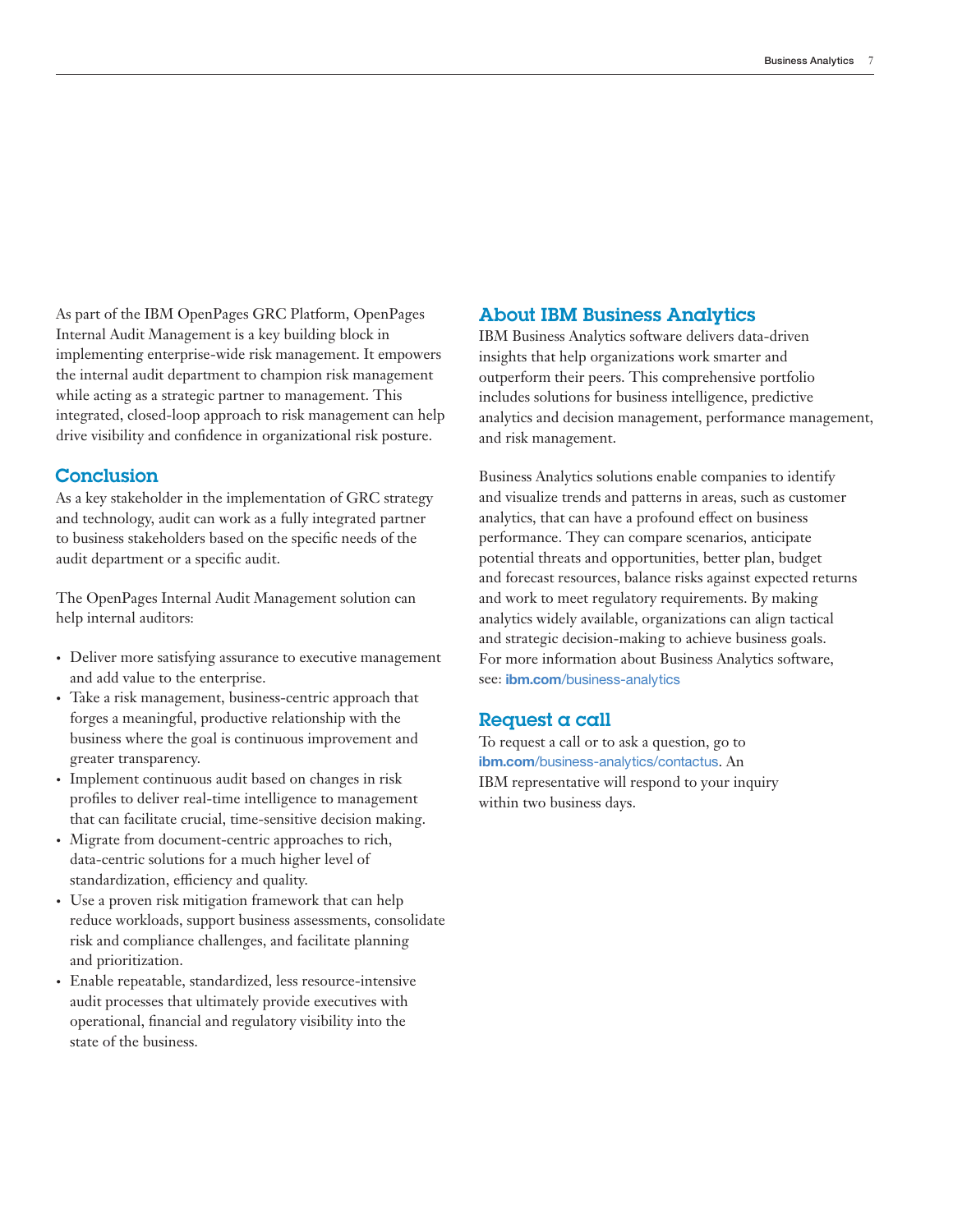As part of the IBM OpenPages GRC Platform, OpenPages Internal Audit Management is a key building block in implementing enterprise-wide risk management. It empowers the internal audit department to champion risk management while acting as a strategic partner to management. This integrated, closed-loop approach to risk management can help drive visibility and confidence in organizational risk posture.

## Conclusion

As a key stakeholder in the implementation of GRC strategy and technology, audit can work as a fully integrated partner to business stakeholders based on the specific needs of the audit department or a specific audit.

The OpenPages Internal Audit Management solution can help internal auditors:

- Deliver more satisfying assurance to executive management and add value to the enterprise.
- Take a risk management, business-centric approach that forges a meaningful, productive relationship with the business where the goal is continuous improvement and greater transparency.
- Implement continuous audit based on changes in risk profiles to deliver real-time intelligence to management that can facilitate crucial, time-sensitive decision making.
- Migrate from document-centric approaches to rich, data-centric solutions for a much higher level of standardization, efficiency and quality.
- Use a proven risk mitigation framework that can help reduce workloads, support business assessments, consolidate risk and compliance challenges, and facilitate planning and prioritization.
- Enable repeatable, standardized, less resource-intensive audit processes that ultimately provide executives with operational, financial and regulatory visibility into the state of the business.

## About IBM Business Analytics

IBM Business Analytics software delivers data-driven insights that help organizations work smarter and outperform their peers. This comprehensive portfolio includes solutions for business intelligence, predictive analytics and decision management, performance management, and risk management.

Business Analytics solutions enable companies to identify and visualize trends and patterns in areas, such as customer analytics, that can have a profound effect on business performance. They can compare scenarios, anticipate potential threats and opportunities, better plan, budget and forecast resources, balance risks against expected returns and work to meet regulatory requirements. By making analytics widely available, organizations can align tactical and strategic decision-making to achieve business goals. For more information about Business Analytics software, see: **ibm.com**/business-analytics

## Request a call

To request a call or to ask a question, go to **ibm.com**/business-analytics/contactus. An IBM representative will respond to your inquiry within two business days.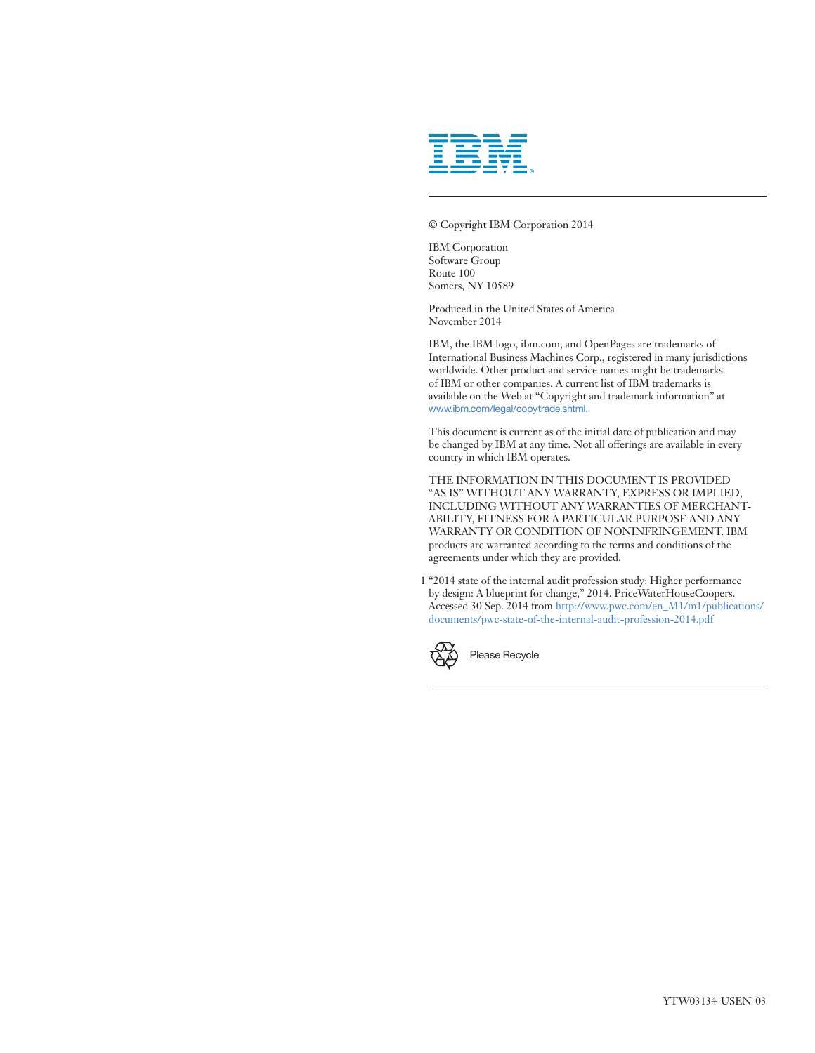© Copyright IBM Corporation 2014

IBM Corporation
Software Group
Route 100
Somers, NY 10589

Produced in the United States of America
November 2014

IBM, the IBM logo, ibm.com, and OpenPages are trademarks of International Business Machines Corp., registered in many jurisdictions worldwide. Other product and service names might be trademarks of IBM or other companies. A current list of IBM trademarks is available on the Web at "Copyright and trademark information" at www.ibm.com/legal/copytrade.shtml.

This document is current as of the initial date of publication and may be changed by IBM at any time. Not all offerings are available in every country in which IBM operates.

THE INFORMATION IN THIS DOCUMENT IS PROVIDED "AS IS" WITHOUT ANY WARRANTY, EXPRESS OR IMPLIED, INCLUDING WITHOUT ANY WARRANTIES OF MERCHANTABILITY, FITNESS FOR A PARTICULAR PURPOSE AND ANY WARRANTY OR CONDITION OF NONINFRINGEMENT. IBM products are warranted according to the terms and conditions of the agreements under which they are provided.

1 "2014 state of the internal audit profession study: Higher performance by design: A blueprint for change," 2014. PriceWaterHouseCoopers. Accessed 30 Sep. 2014 from http://www.pwc.com/en_M1/m1/publications/documents/pwc-state-of-the-internal-audit-profession-2014.pdf

Please Recycle

YTW03134-USEN-03